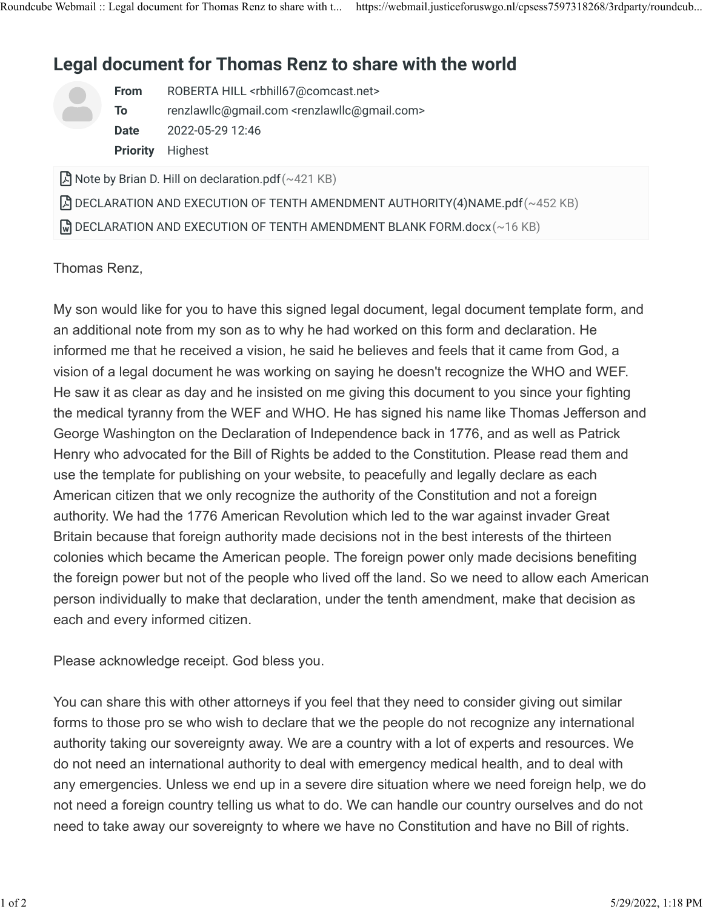# Legal document for Thomas Renz to share with the world

**From** ROBERTA HILL <rbhill67@comcast.net>
**To** renzlawllc@gmail.com <renzlawllc@gmail.com>
**Date** 2022-05-29 12:46
**Priority** Highest

- Note by Brian D. Hill on declaration.pdf (~421 KB)
- DECLARATION AND EXECUTION OF TENTH AMENDMENT AUTHORITY(4)NAME.pdf (~452 KB)
- DECLARATION AND EXECUTION OF TENTH AMENDMENT BLANK FORM.docx (~16 KB)

Thomas Renz,

My son would like for you to have this signed legal document, legal document template form, and an additional note from my son as to why he had worked on this form and declaration. He informed me that he received a vision, he said he believes and feels that it came from God, a vision of a legal document he was working on saying he doesn't recognize the WHO and WEF. He saw it as clear as day and he insisted on me giving this document to you since your fighting the medical tyranny from the WEF and WHO. He has signed his name like Thomas Jefferson and George Washington on the Declaration of Independence back in 1776, and as well as Patrick Henry who advocated for the Bill of Rights be added to the Constitution. Please read them and use the template for publishing on your website, to peacefully and legally declare as each American citizen that we only recognize the authority of the Constitution and not a foreign authority. We had the 1776 American Revolution which led to the war against invader Great Britain because that foreign authority made decisions not in the best interests of the thirteen colonies which became the American people. The foreign power only made decisions benefiting the foreign power but not of the people who lived off the land. So we need to allow each American person individually to make that declaration, under the tenth amendment, make that decision as each and every informed citizen.

Please acknowledge receipt. God bless you.

You can share this with other attorneys if you feel that they need to consider giving out similar forms to those pro se who wish to declare that we the people do not recognize any international authority taking our sovereignty away. We are a country with a lot of experts and resources. We do not need an international authority to deal with emergency medical health, and to deal with any emergencies. Unless we end up in a severe dire situation where we need foreign help, we do not need a foreign country telling us what to do. We can handle our country ourselves and do not need to take away our sovereignty to where we have no Constitution and have no Bill of rights.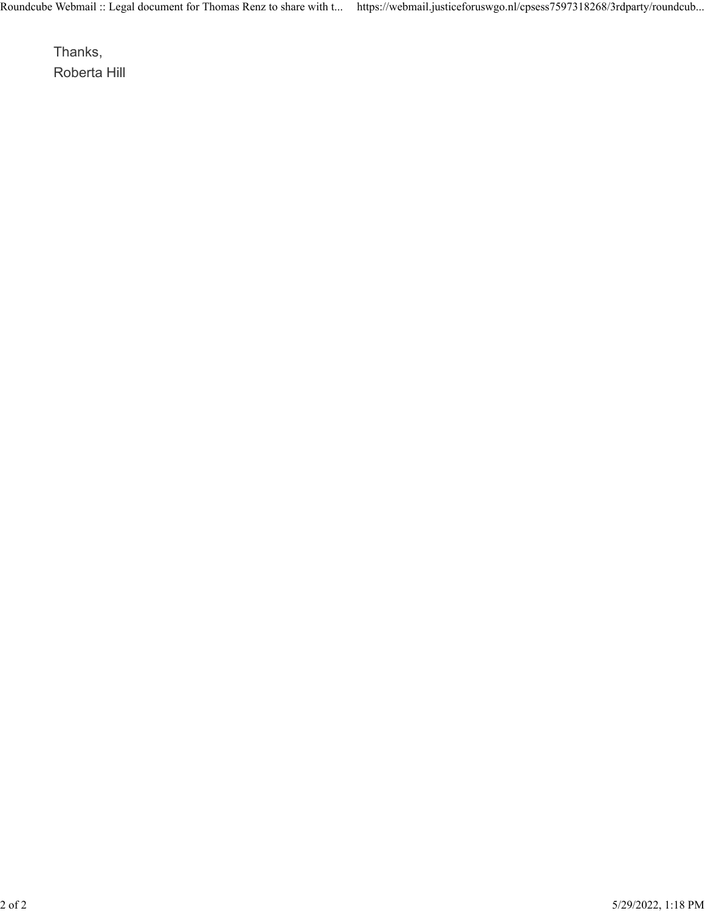Thanks,
Roberta Hill